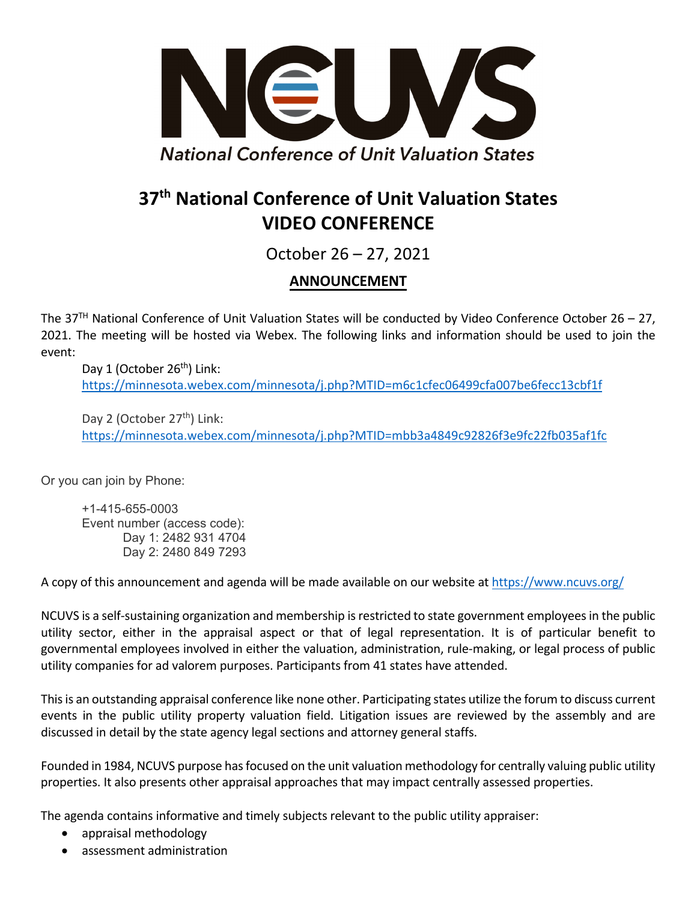# NCUVS

*National Conference of Unit Valuation States*

## 37th National Conference of Unit Valuation States VIDEO CONFERENCE

October 26 – 27, 2021

### ANNOUNCEMENT

The 37TH National Conference of Unit Valuation States will be conducted by Video Conference October 26 – 27, 2021. The meeting will be hosted via Webex. The following links and information should be used to join the event:

Day 1 (October 26th) Link:
https://minnesota.webex.com/minnesota/j.php?MTID=m6c1cfec06499cfa007be6fecc13cbf1f

Day 2 (October 27th) Link:
https://minnesota.webex.com/minnesota/j.php?MTID=mbb3a4849c92826f3e9fc22fb035af1fc

Or you can join by Phone:

+1-415-655-0003
Event number (access code):
Day 1: 2482 931 4704
Day 2: 2480 849 7293

A copy of this announcement and agenda will be made available on our website at https://www.ncuvs.org/

NCUVS is a self-sustaining organization and membership is restricted to state government employees in the public utility sector, either in the appraisal aspect or that of legal representation. It is of particular benefit to governmental employees involved in either the valuation, administration, rule-making, or legal process of public utility companies for ad valorem purposes. Participants from 41 states have attended.

This is an outstanding appraisal conference like none other. Participating states utilize the forum to discuss current events in the public utility property valuation field. Litigation issues are reviewed by the assembly and are discussed in detail by the state agency legal sections and attorney general staffs.

Founded in 1984, NCUVS purpose has focused on the unit valuation methodology for centrally valuing public utility properties. It also presents other appraisal approaches that may impact centrally assessed properties.

The agenda contains informative and timely subjects relevant to the public utility appraiser:

- appraisal methodology
- assessment administration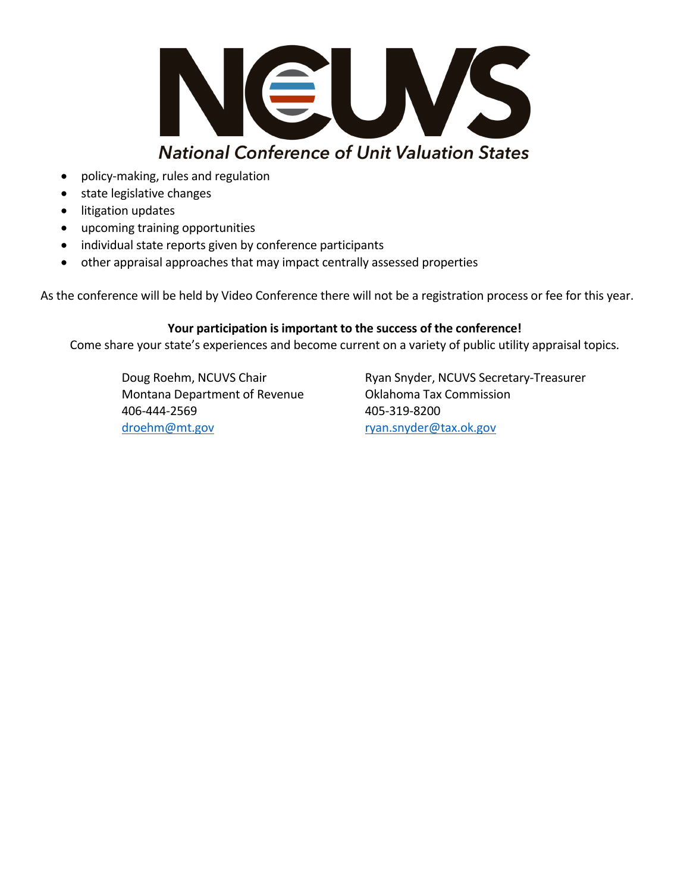# NCUVS

*National Conference of Unit Valuation States*

- policy-making, rules and regulation
- state legislative changes
- litigation updates
- upcoming training opportunities
- individual state reports given by conference participants
- other appraisal approaches that may impact centrally assessed properties

As the conference will be held by Video Conference there will not be a registration process or fee for this year.

**Your participation is important to the success of the conference!**

Come share your state's experiences and become current on a variety of public utility appraisal topics.

Doug Roehm, NCUVS Chair
Montana Department of Revenue
406-444-2569
droehm@mt.gov

Ryan Snyder, NCUVS Secretary-Treasurer
Oklahoma Tax Commission
405-319-8200
ryan.snyder@tax.ok.gov